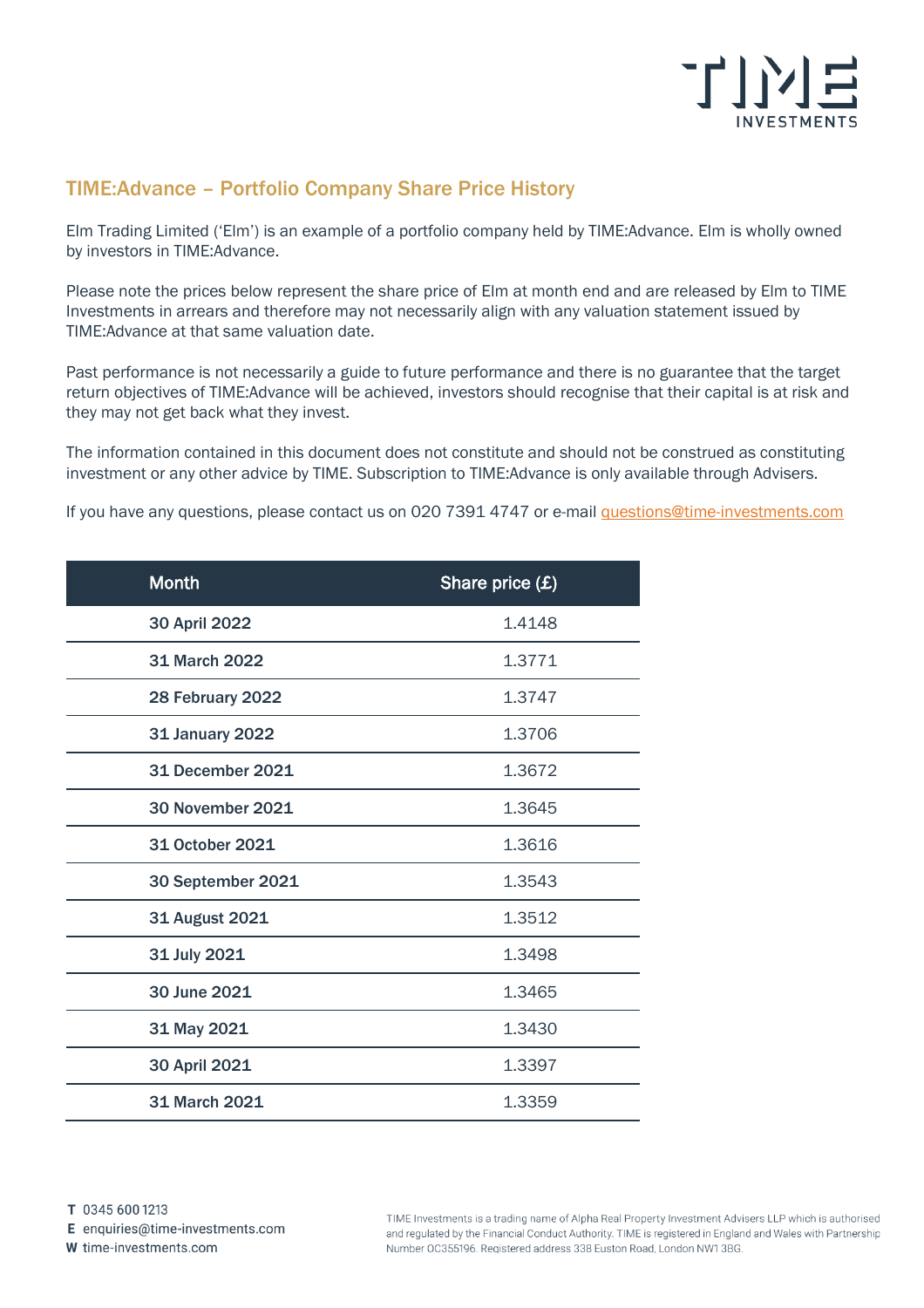## TIME:Advance – Portfolio Company Share Price History

Elm Trading Limited ('Elm') is an example of a portfolio company held by TIME:Advance. Elm is wholly owned by investors in TIME:Advance.

Please note the prices below represent the share price of Elm at month end and are released by Elm to TIME Investments in arrears and therefore may not necessarily align with any valuation statement issued by TIME:Advance at that same valuation date.

Past performance is not necessarily a guide to future performance and there is no guarantee that the target return objectives of TIME:Advance will be achieved, investors should recognise that their capital is at risk and they may not get back what they invest.

The information contained in this document does not constitute and should not be construed as constituting investment or any other advice by TIME. Subscription to TIME:Advance is only available through Advisers.

If you have any questions, please contact us on 020 7391 4747 or e-mail questions@time-investments.com

| Month | Share price (£) |
|---|---|
| **30 April 2022** | 1.4148 |
| **31 March 2022** | 1.3771 |
| **28 February 2022** | 1.3747 |
| **31 January 2022** | 1.3706 |
| **31 December 2021** | 1.3672 |
| **30 November 2021** | 1.3645 |
| **31 October 2021** | 1.3616 |
| **30 September 2021** | 1.3543 |
| **31 August 2021** | 1.3512 |
| **31 July 2021** | 1.3498 |
| **30 June 2021** | 1.3465 |
| **31 May 2021** | 1.3430 |
| **30 April 2021** | 1.3397 |
| **31 March 2021** | 1.3359 |

**T** 0345 600 1213
**E** enquiries@time-investments.com
**W** time-investments.com

TIME Investments is a trading name of Alpha Real Property Investment Advisers LLP which is authorised and regulated by the Financial Conduct Authority. TIME is registered in England and Wales with Partnership Number OC355196. Registered address 338 Euston Road, London NW1 3BG.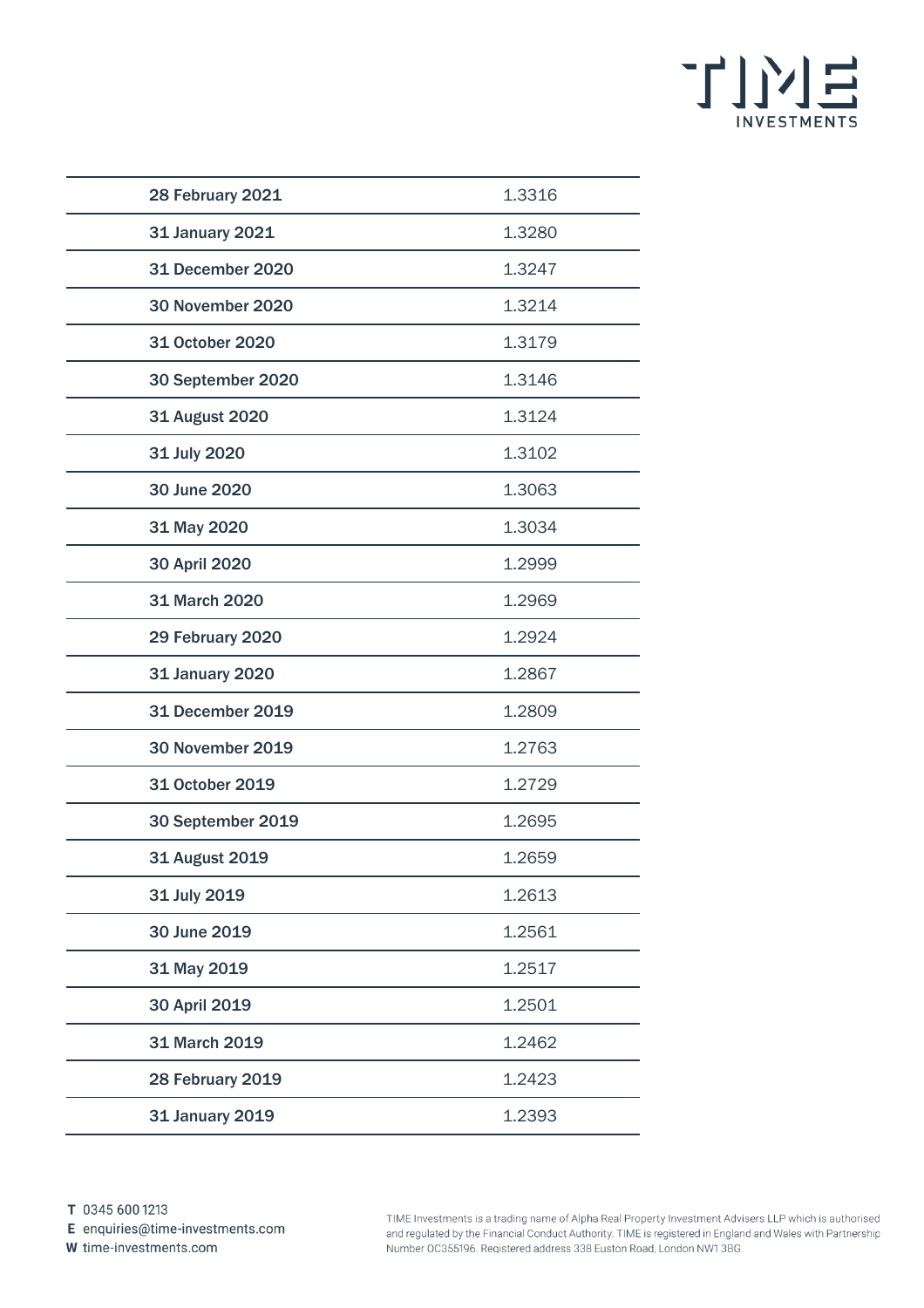| 28 February 2021 | 1.3316 |
|---|---|
| 31 January 2021 | 1.3280 |
| 31 December 2020 | 1.3247 |
| 30 November 2020 | 1.3214 |
| 31 October 2020 | 1.3179 |
| 30 September 2020 | 1.3146 |
| 31 August 2020 | 1.3124 |
| 31 July 2020 | 1.3102 |
| 30 June 2020 | 1.3063 |
| 31 May 2020 | 1.3034 |
| 30 April 2020 | 1.2999 |
| 31 March 2020 | 1.2969 |
| 29 February 2020 | 1.2924 |
| 31 January 2020 | 1.2867 |
| 31 December 2019 | 1.2809 |
| 30 November 2019 | 1.2763 |
| 31 October 2019 | 1.2729 |
| 30 September 2019 | 1.2695 |
| 31 August 2019 | 1.2659 |
| 31 July 2019 | 1.2613 |
| 30 June 2019 | 1.2561 |
| 31 May 2019 | 1.2517 |
| 30 April 2019 | 1.2501 |
| 31 March 2019 | 1.2462 |
| 28 February 2019 | 1.2423 |
| 31 January 2019 | 1.2393 |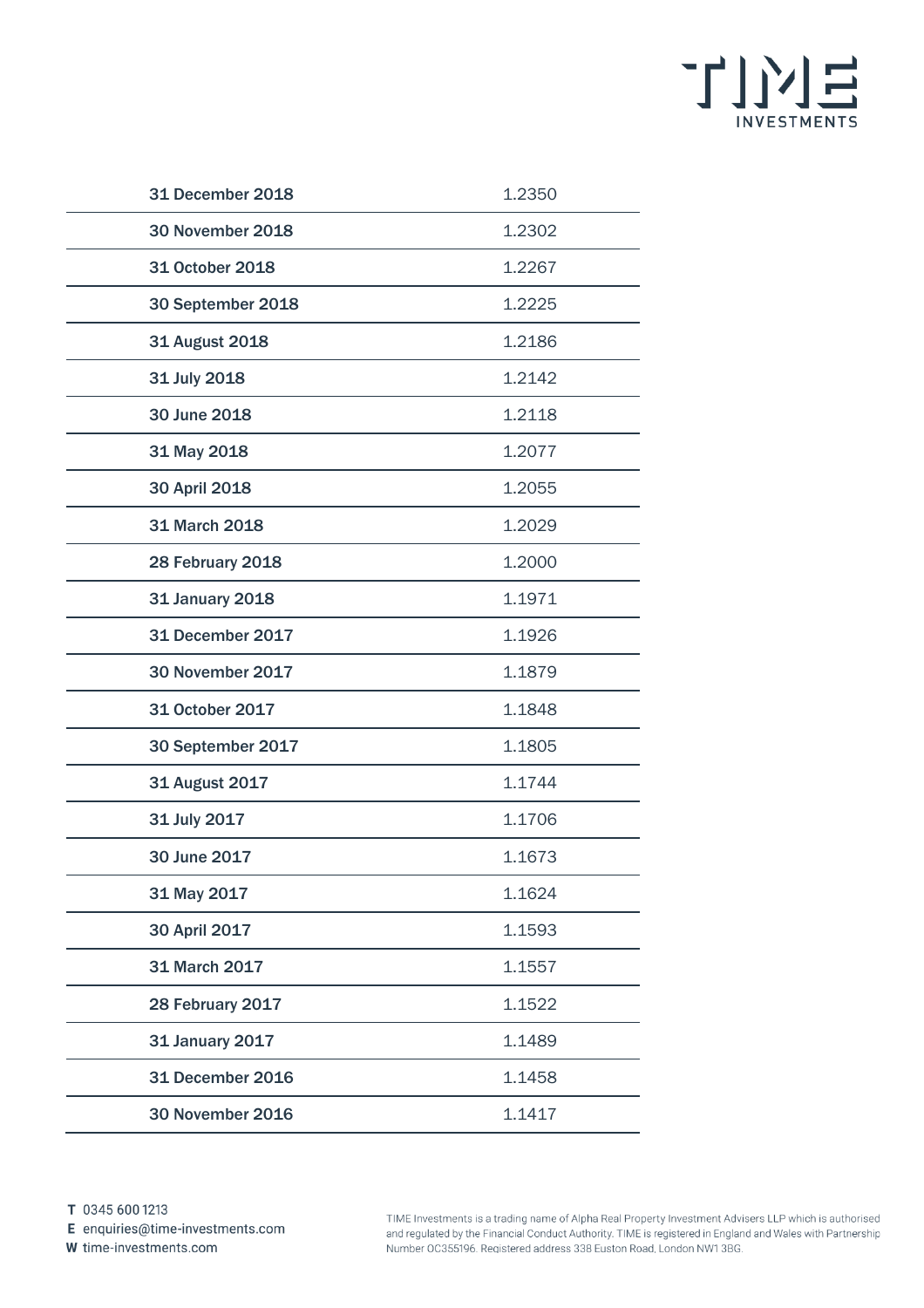| 31 December 2018 | 1.2350 |
|---|---|
| 30 November 2018 | 1.2302 |
| 31 October 2018 | 1.2267 |
| 30 September 2018 | 1.2225 |
| 31 August 2018 | 1.2186 |
| 31 July 2018 | 1.2142 |
| 30 June 2018 | 1.2118 |
| 31 May 2018 | 1.2077 |
| 30 April 2018 | 1.2055 |
| 31 March 2018 | 1.2029 |
| 28 February 2018 | 1.2000 |
| 31 January 2018 | 1.1971 |
| 31 December 2017 | 1.1926 |
| 30 November 2017 | 1.1879 |
| 31 October 2017 | 1.1848 |
| 30 September 2017 | 1.1805 |
| 31 August 2017 | 1.1744 |
| 31 July 2017 | 1.1706 |
| 30 June 2017 | 1.1673 |
| 31 May 2017 | 1.1624 |
| 30 April 2017 | 1.1593 |
| 31 March 2017 | 1.1557 |
| 28 February 2017 | 1.1522 |
| 31 January 2017 | 1.1489 |
| 31 December 2016 | 1.1458 |
| 30 November 2016 | 1.1417 |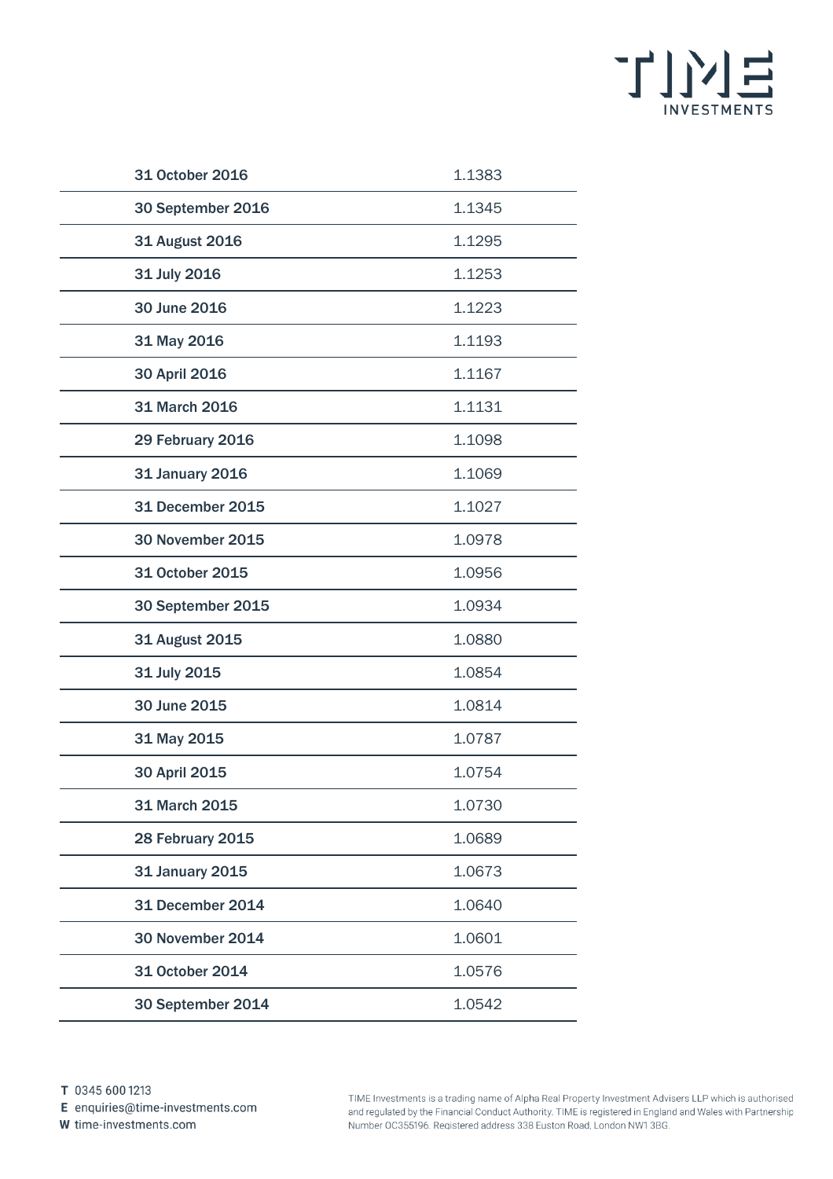| | |
|---|---|
| **31 October 2016** | 1.1383 |
| **30 September 2016** | 1.1345 |
| **31 August 2016** | 1.1295 |
| **31 July 2016** | 1.1253 |
| **30 June 2016** | 1.1223 |
| **31 May 2016** | 1.1193 |
| **30 April 2016** | 1.1167 |
| **31 March 2016** | 1.1131 |
| **29 February 2016** | 1.1098 |
| **31 January 2016** | 1.1069 |
| **31 December 2015** | 1.1027 |
| **30 November 2015** | 1.0978 |
| **31 October 2015** | 1.0956 |
| **30 September 2015** | 1.0934 |
| **31 August 2015** | 1.0880 |
| **31 July 2015** | 1.0854 |
| **30 June 2015** | 1.0814 |
| **31 May 2015** | 1.0787 |
| **30 April 2015** | 1.0754 |
| **31 March 2015** | 1.0730 |
| **28 February 2015** | 1.0689 |
| **31 January 2015** | 1.0673 |
| **31 December 2014** | 1.0640 |
| **30 November 2014** | 1.0601 |
| **31 October 2014** | 1.0576 |
| **30 September 2014** | 1.0542 |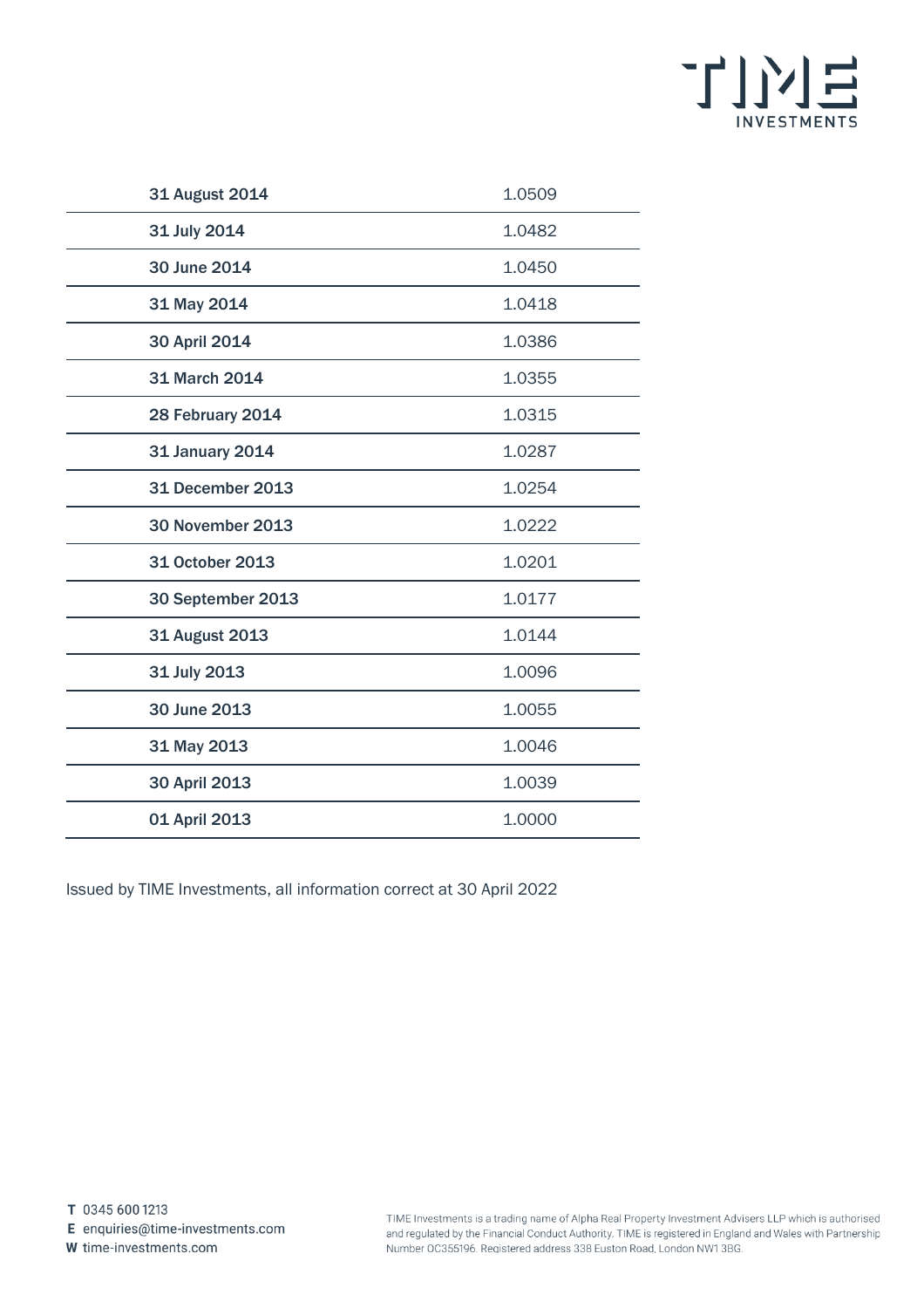| | |
|---|---|
| **31 August 2014** | 1.0509 |
| **31 July 2014** | 1.0482 |
| **30 June 2014** | 1.0450 |
| **31 May 2014** | 1.0418 |
| **30 April 2014** | 1.0386 |
| **31 March 2014** | 1.0355 |
| **28 February 2014** | 1.0315 |
| **31 January 2014** | 1.0287 |
| **31 December 2013** | 1.0254 |
| **30 November 2013** | 1.0222 |
| **31 October 2013** | 1.0201 |
| **30 September 2013** | 1.0177 |
| **31 August 2013** | 1.0144 |
| **31 July 2013** | 1.0096 |
| **30 June 2013** | 1.0055 |
| **31 May 2013** | 1.0046 |
| **30 April 2013** | 1.0039 |
| **01 April 2013** | 1.0000 |

Issued by TIME Investments, all information correct at 30 April 2022

**T** 0345 600 1213
**E** enquiries@time-investments.com
**W** time-investments.com

TIME Investments is a trading name of Alpha Real Property Investment Advisers LLP which is authorised and regulated by the Financial Conduct Authority. TIME is registered in England and Wales with Partnership Number OC355196. Registered address 338 Euston Road, London NW1 3BG.